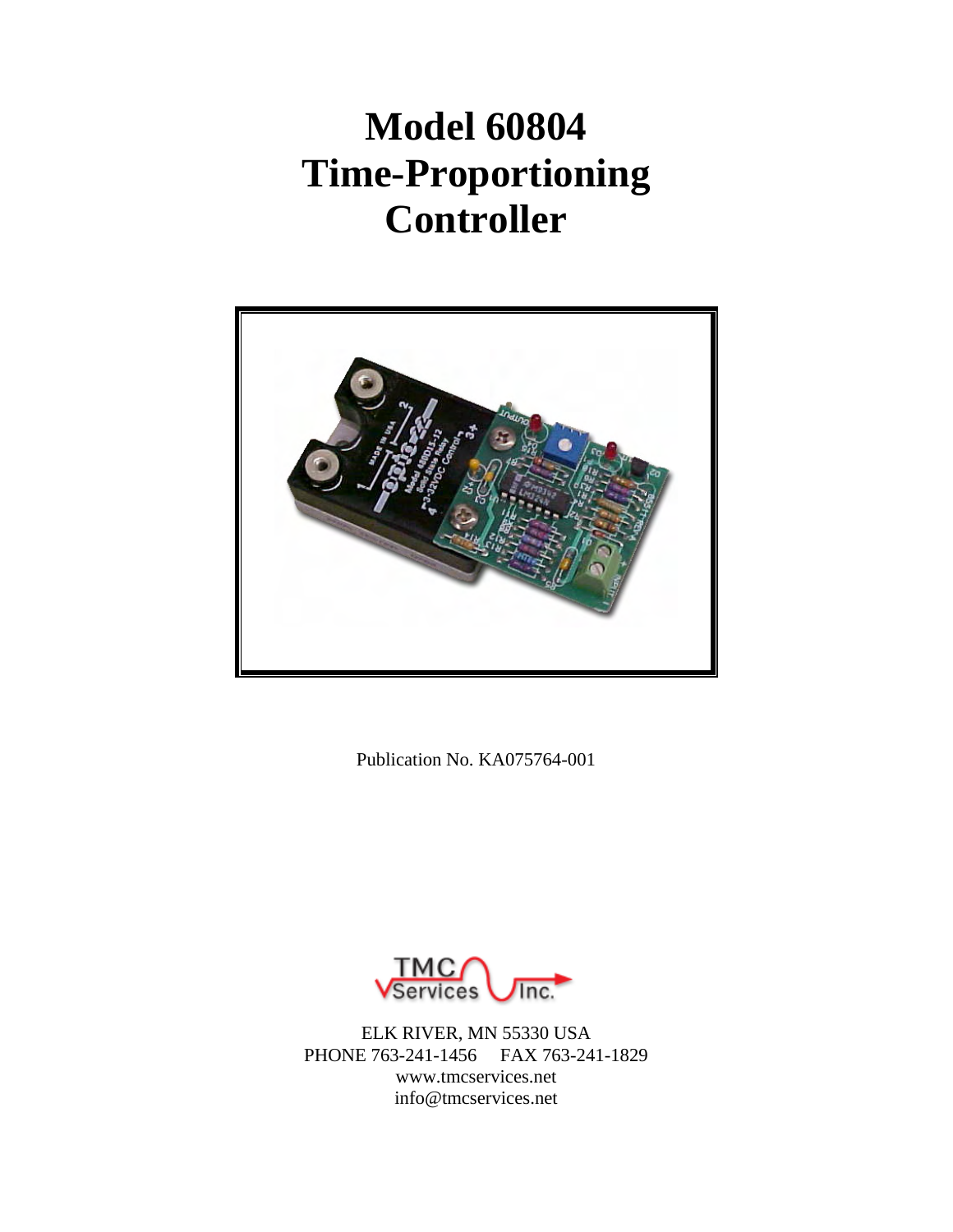# Model 60804 Time-Proportioning Controller

Publication No. KA075764-001

ELK RIVER, MN 55330 USA
PHONE 763-241-1456     FAX 763-241-1829
www.tmcservices.net
info@tmcservices.net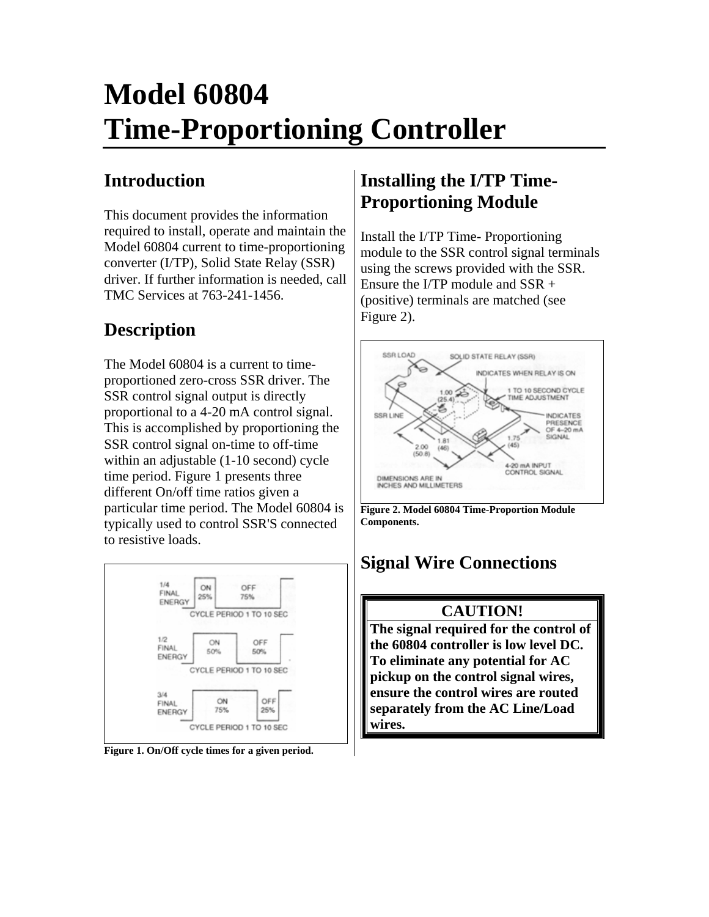# Model 60804 Time-Proportioning Controller

## Introduction

This document provides the information required to install, operate and maintain the Model 60804 current to time-proportioning converter (I/TP), Solid State Relay (SSR) driver. If further information is needed, call TMC Services at 763-241-1456.

## Description

The Model 60804 is a current to time-proportioned zero-cross SSR driver. The SSR control signal output is directly proportional to a 4-20 mA control signal. This is accomplished by proportioning the SSR control signal on-time to off-time within an adjustable (1-10 second) cycle time period. Figure 1 presents three different On/off time ratios given a particular time period. The Model 60804 is typically used to control SSR'S connected to resistive loads.

**Figure 1. On/Off cycle times for a given period.**

## Installing the I/TP Time-Proportioning Module

Install the I/TP Time- Proportioning module to the SSR control signal terminals using the screws provided with the SSR. Ensure the I/TP module and SSR + (positive) terminals are matched (see Figure 2).

**Figure 2. Model 60804 Time-Proportion Module Components.**

## Signal Wire Connections

| CAUTION! |
|---|
| **The signal required for the control of the 60804 controller is low level DC. To eliminate any potential for AC pickup on the control signal wires, ensure the control wires are routed separately from the AC Line/Load wires.** |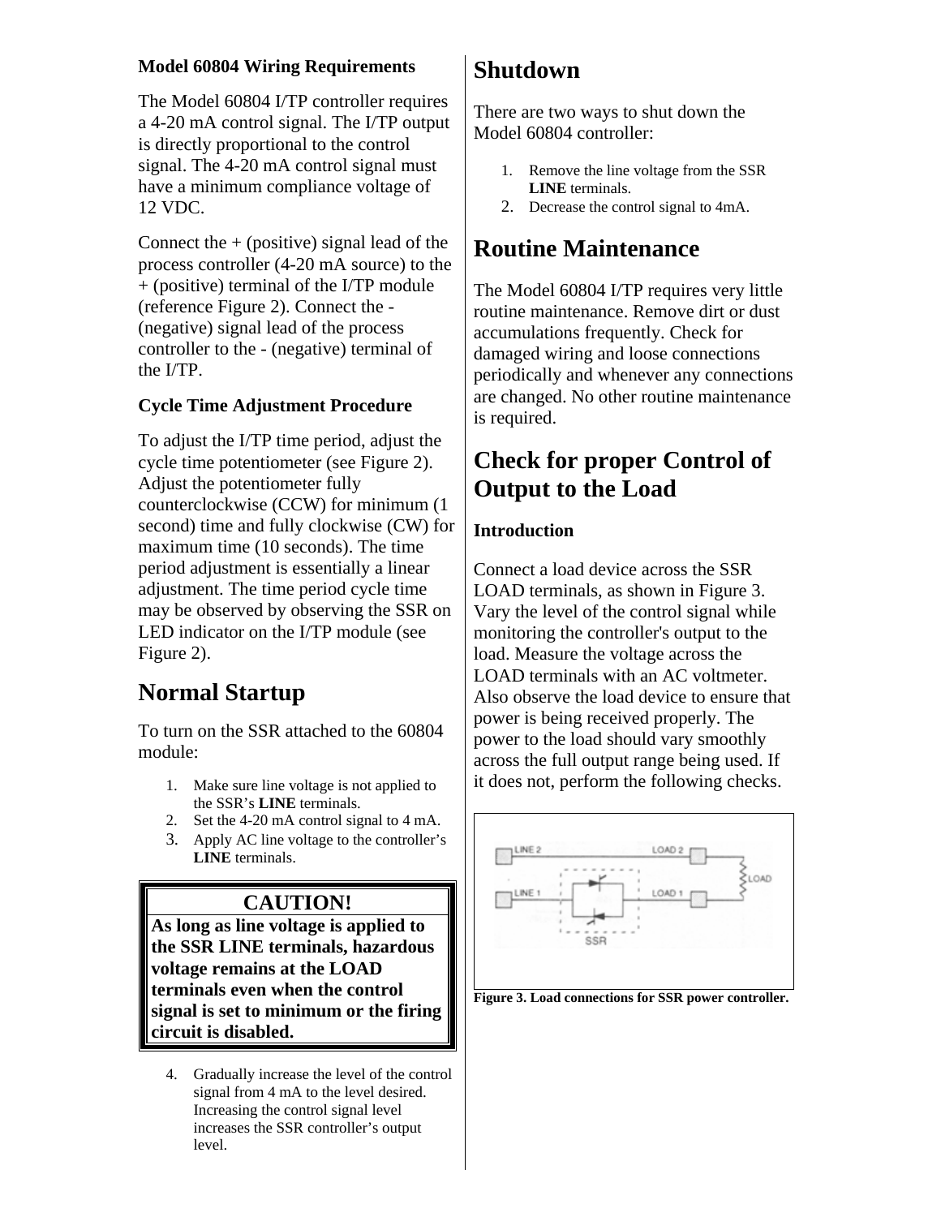**Model 60804 Wiring Requirements**

The Model 60804 I/TP controller requires a 4-20 mA control signal. The I/TP output is directly proportional to the control signal. The 4-20 mA control signal must have a minimum compliance voltage of 12 VDC.

Connect the + (positive) signal lead of the process controller (4-20 mA source) to the + (positive) terminal of the I/TP module (reference Figure 2). Connect the - (negative) signal lead of the process controller to the - (negative) terminal of the I/TP.

**Cycle Time Adjustment Procedure**

To adjust the I/TP time period, adjust the cycle time potentiometer (see Figure 2). Adjust the potentiometer fully counterclockwise (CCW) for minimum (1 second) time and fully clockwise (CW) for maximum time (10 seconds). The time period adjustment is essentially a linear adjustment. The time period cycle time may be observed by observing the SSR on LED indicator on the I/TP module (see Figure 2).

## Normal Startup

To turn on the SSR attached to the 60804 module:

1. Make sure line voltage is not applied to the SSR's **LINE** terminals.
2. Set the 4-20 mA control signal to 4 mA.
3. Apply AC line voltage to the controller's **LINE** terminals.

**CAUTION!**

**As long as line voltage is applied to the SSR LINE terminals, hazardous voltage remains at the LOAD terminals even when the control signal is set to minimum or the firing circuit is disabled.**

4. Gradually increase the level of the control signal from 4 mA to the level desired. Increasing the control signal level increases the SSR controller's output level.

## Shutdown

There are two ways to shut down the Model 60804 controller:

1. Remove the line voltage from the SSR **LINE** terminals.
2. Decrease the control signal to 4mA.

## Routine Maintenance

The Model 60804 I/TP requires very little routine maintenance. Remove dirt or dust accumulations frequently. Check for damaged wiring and loose connections periodically and whenever any connections are changed. No other routine maintenance is required.

## Check for proper Control of Output to the Load

**Introduction**

Connect a load device across the SSR LOAD terminals, as shown in Figure 3. Vary the level of the control signal while monitoring the controller's output to the load. Measure the voltage across the LOAD terminals with an AC voltmeter. Also observe the load device to ensure that power is being received properly. The power to the load should vary smoothly across the full output range being used. If it does not, perform the following checks.

**Figure 3. Load connections for SSR power controller.**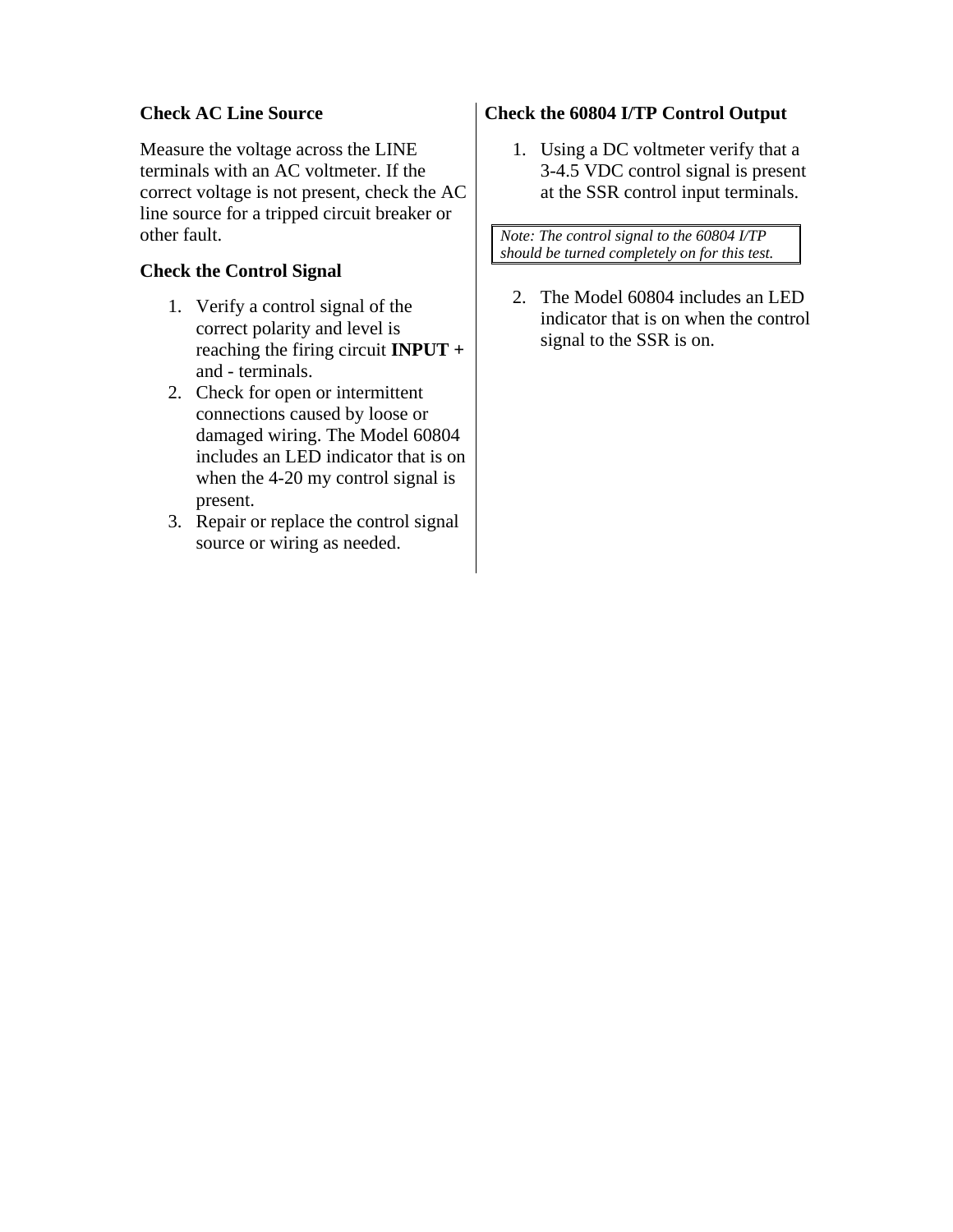### Check AC Line Source

Measure the voltage across the LINE terminals with an AC voltmeter. If the correct voltage is not present, check the AC line source for a tripped circuit breaker or other fault.

### Check the Control Signal

1. Verify a control signal of the correct polarity and level is reaching the firing circuit **INPUT +** and - terminals.
2. Check for open or intermittent connections caused by loose or damaged wiring. The Model 60804 includes an LED indicator that is on when the 4-20 my control signal is present.
3. Repair or replace the control signal source or wiring as needed.

### Check the 60804 I/TP Control Output

1. Using a DC voltmeter verify that a 3-4.5 VDC control signal is present at the SSR control input terminals.

> *Note: The control signal to the 60804 I/TP should be turned completely on for this test.*

2. The Model 60804 includes an LED indicator that is on when the control signal to the SSR is on.